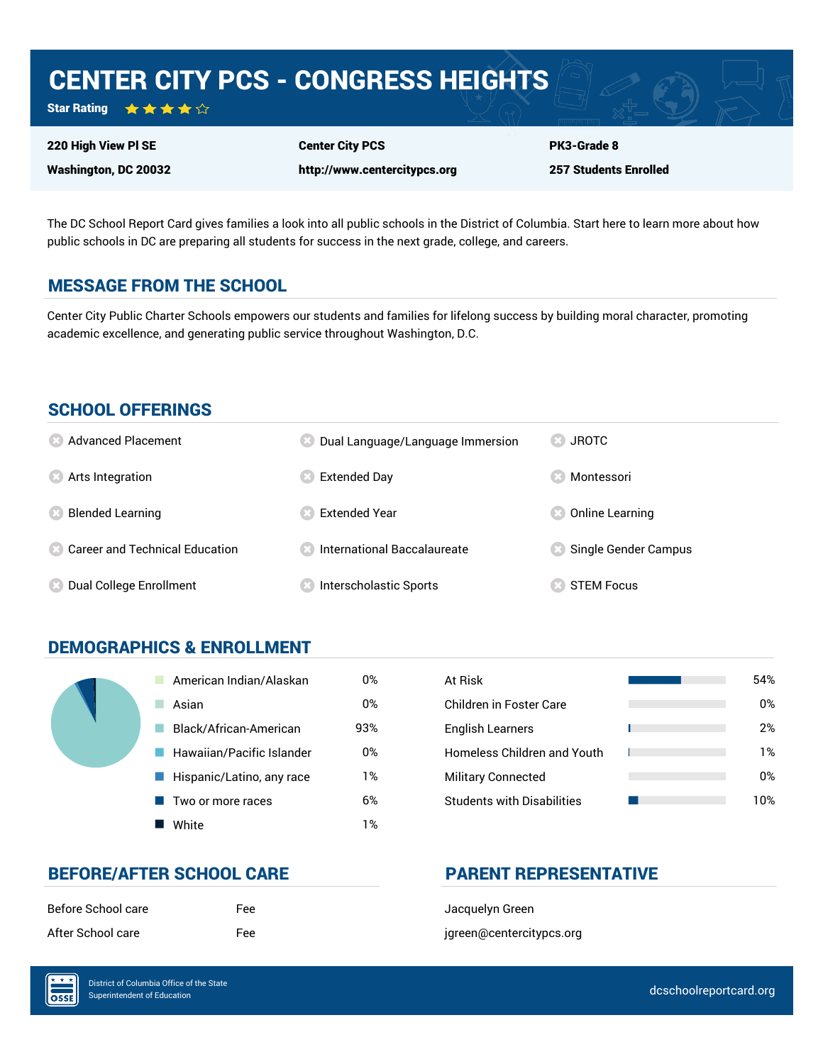# CENTER CITY PCS - CONGRESS HEIGHTS

**Star Rating** ★★★★☆

| | | |
|---|---|---|
| **220 High View Pl SE** | **Center City PCS** | **PK3-Grade 8** |
| **Washington, DC 20032** | **http://www.centercitypcs.org** | **257 Students Enrolled** |

The DC School Report Card gives families a look into all public schools in the District of Columbia. Start here to learn more about how public schools in DC are preparing all students for success in the next grade, college, and careers.

## MESSAGE FROM THE SCHOOL

Center City Public Charter Schools empowers our students and families for lifelong success by building moral character, promoting academic excellence, and generating public service throughout Washington, D.C.

## SCHOOL OFFERINGS

- Advanced Placement
- Arts Integration
- Blended Learning
- Career and Technical Education
- Dual College Enrollment
- Dual Language/Language Immersion
- Extended Day
- Extended Year
- International Baccalaureate
- Interscholastic Sports
- JROTC
- Montessori
- Online Learning
- Single Gender Campus
- STEM Focus

## DEMOGRAPHICS & ENROLLMENT

| Race/Ethnicity | Percent |
|---|---|
| American Indian/Alaskan | 0% |
| Asian | 0% |
| Black/African-American | 93% |
| Hawaiian/Pacific Islander | 0% |
| Hispanic/Latino, any race | 1% |
| Two or more races | 6% |
| White | 1% |

| Student Group | Percent |
|---|---|
| At Risk | 54% |
| Children in Foster Care | 0% |
| English Learners | 2% |
| Homeless Children and Youth | 1% |
| Military Connected | 0% |
| Students with Disabilities | 10% |

## BEFORE/AFTER SCHOOL CARE

| | |
|---|---|
| Before School care | Fee |
| After School care | Fee |

## PARENT REPRESENTATIVE

Jacquelyn Green

jgreen@centercitypcs.org

District of Columbia Office of the State Superintendent of Education

dcschoolreportcard.org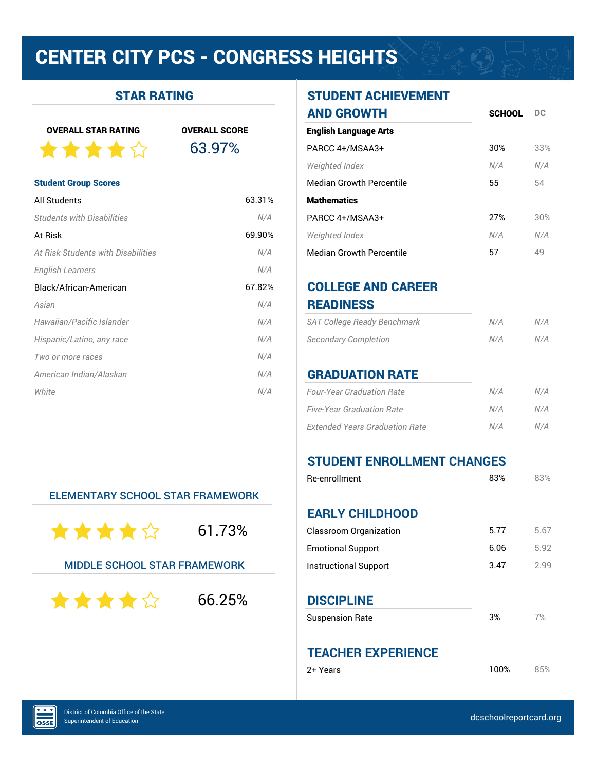# CENTER CITY PCS - CONGRESS HEIGHTS

## STAR RATING

**OVERALL STAR RATING**

4 out of 5 stars

**OVERALL SCORE**

63.97%

### Student Group Scores

| | |
|---|---|
| All Students | 63.31% |
| *Students with Disabilities* | *N/A* |
| At Risk | 69.90% |
| *At Risk Students with Disabilities* | *N/A* |
| *English Learners* | *N/A* |
| Black/African-American | 67.82% |
| *Asian* | *N/A* |
| *Hawaiian/Pacific Islander* | *N/A* |
| *Hispanic/Latino, any race* | *N/A* |
| *Two or more races* | *N/A* |
| *American Indian/Alaskan* | *N/A* |
| *White* | *N/A* |

## ELEMENTARY SCHOOL STAR FRAMEWORK

4 out of 5 stars — 61.73%

## MIDDLE SCHOOL STAR FRAMEWORK

4 out of 5 stars — 66.25%

## STUDENT ACHIEVEMENT AND GROWTH

| | SCHOOL | DC |
|---|---|---|
| **English Language Arts** | | |
| PARCC 4+/MSAA3+ | 30% | 33% |
| *Weighted Index* | *N/A* | *N/A* |
| Median Growth Percentile | 55 | 54 |
| **Mathematics** | | |
| PARCC 4+/MSAA3+ | 27% | 30% |
| *Weighted Index* | *N/A* | *N/A* |
| Median Growth Percentile | 57 | 49 |

## COLLEGE AND CAREER READINESS

| | | |
|---|---|---|
| *SAT College Ready Benchmark* | *N/A* | *N/A* |
| *Secondary Completion* | *N/A* | *N/A* |

## GRADUATION RATE

| | | |
|---|---|---|
| *Four-Year Graduation Rate* | *N/A* | *N/A* |
| *Five-Year Graduation Rate* | *N/A* | *N/A* |
| *Extended Years Graduation Rate* | *N/A* | *N/A* |

## STUDENT ENROLLMENT CHANGES

| | | |
|---|---|---|
| Re-enrollment | 83% | 83% |

## EARLY CHILDHOOD

| | | |
|---|---|---|
| Classroom Organization | 5.77 | 5.67 |
| Emotional Support | 6.06 | 5.92 |
| Instructional Support | 3.47 | 2.99 |

## DISCIPLINE

| | | |
|---|---|---|
| Suspension Rate | 3% | 7% |

## TEACHER EXPERIENCE

| | | |
|---|---|---|
| 2+ Years | 100% | 85% |

District of Columbia Office of the State Superintendent of Education

dcschoolreportcard.org